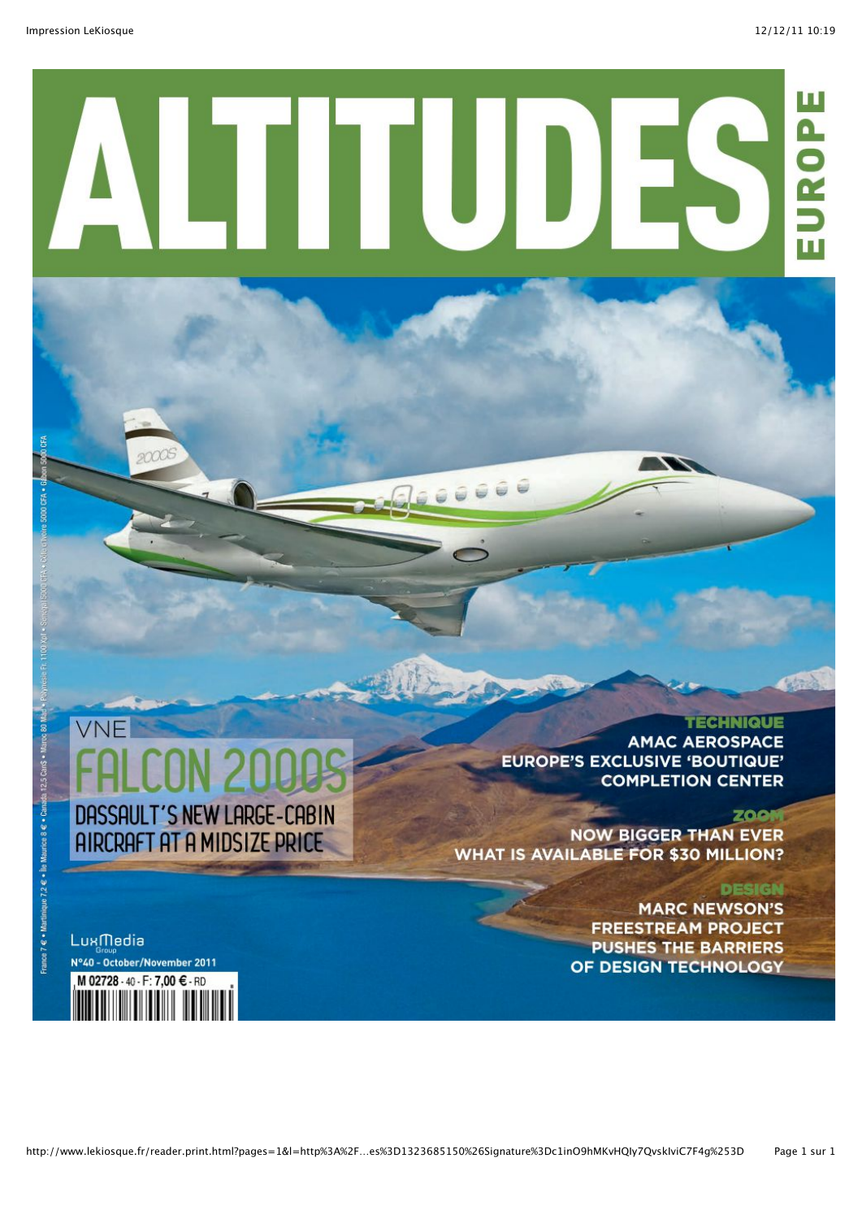# ALTITUDES

EUROPE

France 7 € • Martinique 7,2 € • Ile Maurice 8 € • Canada 12,5 Can$ • Maroc 80 Mad • Polynésie Fr. 1100 Xpf • Sénégal 5000 CFA • Côte d'Ivoire 5000 CFA • Gabon 5000 CFA

## VNE

## FALCON 2000S

### DASSAULT'S NEW LARGE-CABIN AIRCRAFT AT A MIDSIZE PRICE

**TECHNIQUE**

AMAC AEROSPACE
EUROPE'S EXCLUSIVE 'BOUTIQUE' COMPLETION CENTER

**ZOOM**

NOW BIGGER THAN EVER
WHAT IS AVAILABLE FOR $30 MILLION?

**DESIGN**

MARC NEWSON'S FREESTREAM PROJECT PUSHES THE BARRIERS OF DESIGN TECHNOLOGY

LuxMedia Group

N°40 - October/November 2011

M 02728 - 40 - F: 7,00 € - RD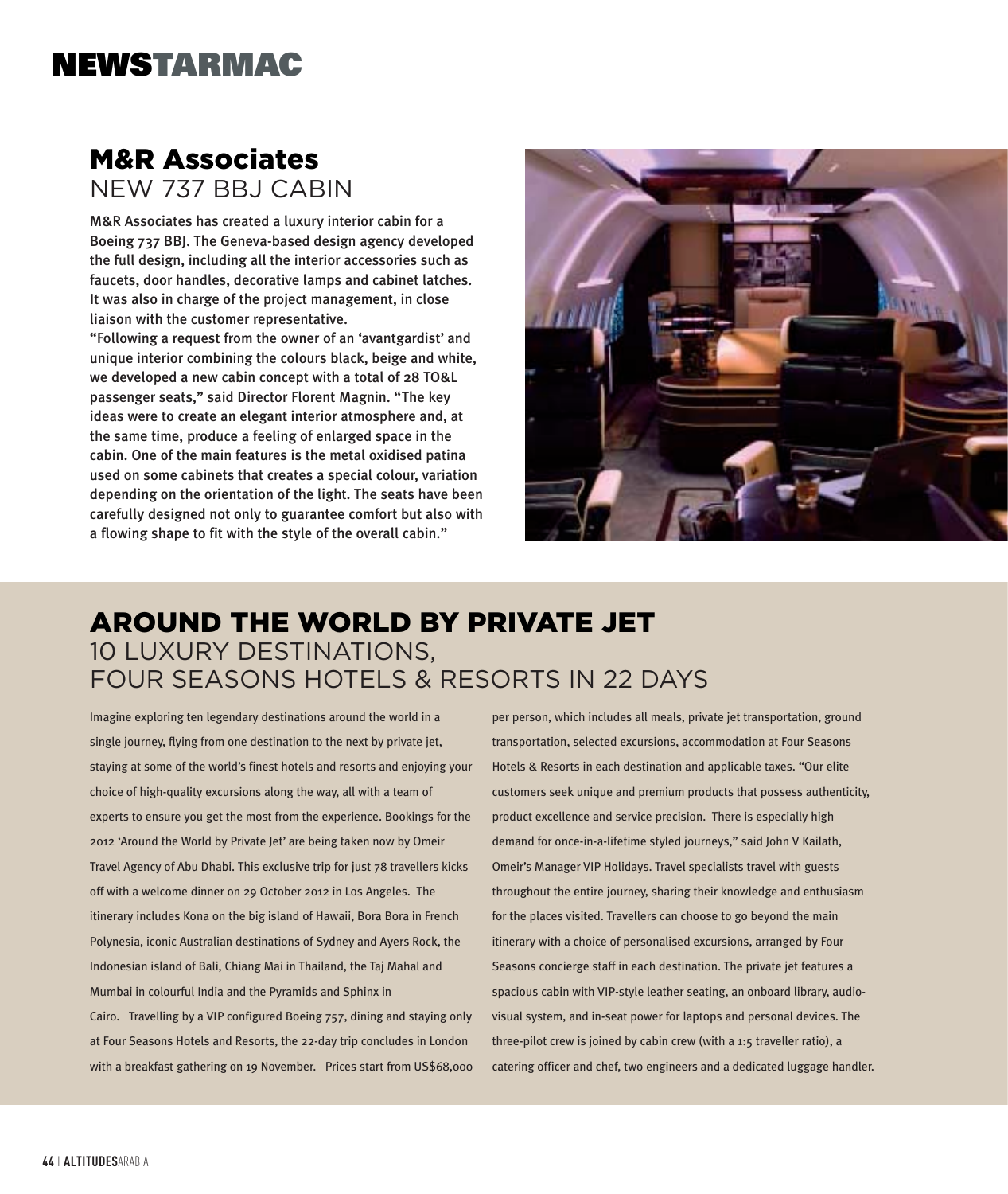# NEWSTARMAC

## M&R Associates
### NEW 737 BBJ CABIN

M&R Associates has created a luxury interior cabin for a Boeing 737 BBJ. The Geneva-based design agency developed the full design, including all the interior accessories such as faucets, door handles, decorative lamps and cabinet latches. It was also in charge of the project management, in close liaison with the customer representative.

"Following a request from the owner of an 'avantgardist' and unique interior combining the colours black, beige and white, we developed a new cabin concept with a total of 28 TO&L passenger seats," said Director Florent Magnin. "The key ideas were to create an elegant interior atmosphere and, at the same time, produce a feeling of enlarged space in the cabin. One of the main features is the metal oxidised patina used on some cabinets that creates a special colour, variation depending on the orientation of the light. The seats have been carefully designed not only to guarantee comfort but also with a flowing shape to fit with the style of the overall cabin."

## AROUND THE WORLD BY PRIVATE JET
### 10 LUXURY DESTINATIONS, FOUR SEASONS HOTELS & RESORTS IN 22 DAYS

Imagine exploring ten legendary destinations around the world in a single journey, flying from one destination to the next by private jet, staying at some of the world's finest hotels and resorts and enjoying your choice of high-quality excursions along the way, all with a team of experts to ensure you get the most from the experience. Bookings for the 2012 'Around the World by Private Jet' are being taken now by Omeir Travel Agency of Abu Dhabi. This exclusive trip for just 78 travellers kicks off with a welcome dinner on 29 October 2012 in Los Angeles. The itinerary includes Kona on the big island of Hawaii, Bora Bora in French Polynesia, iconic Australian destinations of Sydney and Ayers Rock, the Indonesian island of Bali, Chiang Mai in Thailand, the Taj Mahal and Mumbai in colourful India and the Pyramids and Sphinx in Cairo. Travelling by a VIP configured Boeing 757, dining and staying only at Four Seasons Hotels and Resorts, the 22-day trip concludes in London with a breakfast gathering on 19 November. Prices start from US$68,000 per person, which includes all meals, private jet transportation, ground transportation, selected excursions, accommodation at Four Seasons Hotels & Resorts in each destination and applicable taxes. "Our elite customers seek unique and premium products that possess authenticity, product excellence and service precision. There is especially high demand for once-in-a-lifetime styled journeys," said John V Kailath, Omeir's Manager VIP Holidays. Travel specialists travel with guests throughout the entire journey, sharing their knowledge and enthusiasm for the places visited. Travellers can choose to go beyond the main itinerary with a choice of personalised excursions, arranged by Four Seasons concierge staff in each destination. The private jet features a spacious cabin with VIP-style leather seating, an onboard library, audio-visual system, and in-seat power for laptops and personal devices. The three-pilot crew is joined by cabin crew (with a 1:5 traveller ratio), a catering officer and chef, two engineers and a dedicated luggage handler.